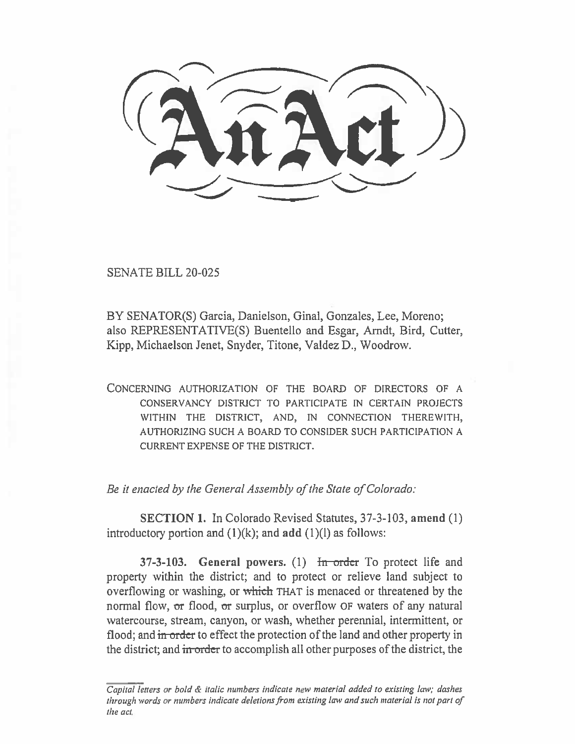# An Act

SENATE BILL 20-025

BY SENATOR(S) Garcia, Danielson, Ginal, Gonzales, Lee, Moreno; also REPRESENTATIVE(S) Buentello and Esgar, Arndt, Bird, Cutter, Kipp, Michaelson Jenet, Snyder, Titone, Valdez D., Woodrow.

CONCERNING AUTHORIZATION OF THE BOARD OF DIRECTORS OF A CONSERVANCY DISTRICT TO PARTICIPATE IN CERTAIN PROJECTS WITHIN THE DISTRICT, AND, IN CONNECTION THEREWITH, AUTHORIZING SUCH A BOARD TO CONSIDER SUCH PARTICIPATION A CURRENT EXPENSE OF THE DISTRICT.

*Be it enacted by the General Assembly of the State of Colorado:*

**SECTION 1.** In Colorado Revised Statutes, 37-3-103, **amend** (1) introductory portion and (1)(k); and **add** (1)(l) as follows:

**37-3-103. General powers.** (1) ~~In order~~ To protect life and property within the district; and to protect or relieve land subject to overflowing or washing, or ~~which~~ THAT is menaced or threatened by the normal flow, ~~or~~ flood, ~~or~~ surplus, or overflow OF waters of any natural watercourse, stream, canyon, or wash, whether perennial, intermittent, or flood; and ~~in order~~ to effect the protection of the land and other property in the district; and ~~in order~~ to accomplish all other purposes of the district, the

*Capital letters or bold & italic numbers indicate new material added to existing law; dashes through words or numbers indicate deletions from existing law and such material is not part of the act.*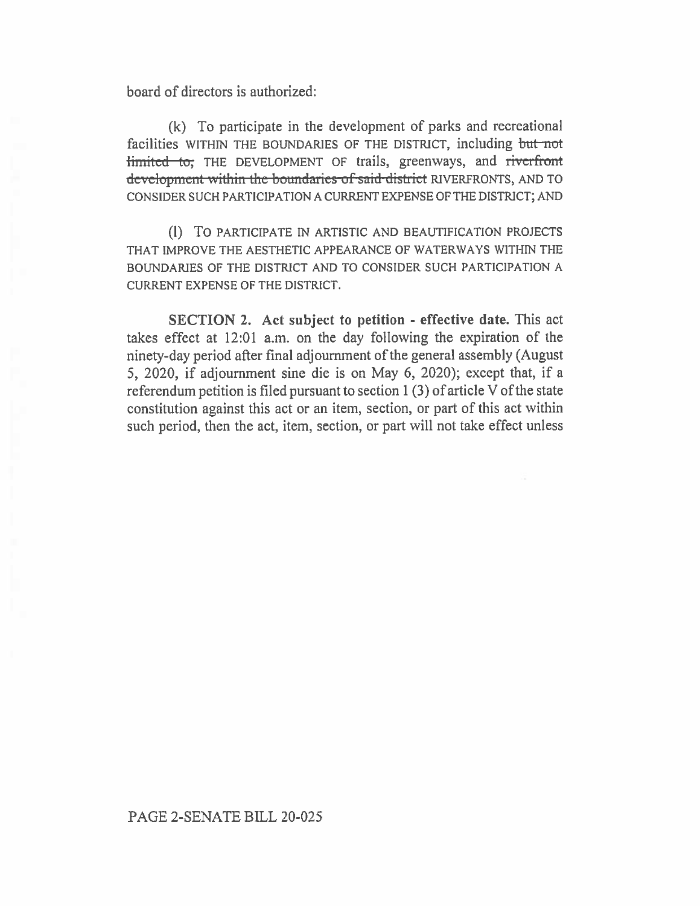board of directors is authorized:

(k) To participate in the development of parks and recreational facilities WITHIN THE BOUNDARIES OF THE DISTRICT, including ~~but not limited to,~~ THE DEVELOPMENT OF trails, greenways, and ~~riverfront development within the boundaries of said district~~ RIVERFRONTS, AND TO CONSIDER SUCH PARTICIPATION A CURRENT EXPENSE OF THE DISTRICT; AND

(l) TO PARTICIPATE IN ARTISTIC AND BEAUTIFICATION PROJECTS THAT IMPROVE THE AESTHETIC APPEARANCE OF WATERWAYS WITHIN THE BOUNDARIES OF THE DISTRICT AND TO CONSIDER SUCH PARTICIPATION A CURRENT EXPENSE OF THE DISTRICT.

**SECTION 2. Act subject to petition - effective date.** This act takes effect at 12:01 a.m. on the day following the expiration of the ninety-day period after final adjournment of the general assembly (August 5, 2020, if adjournment sine die is on May 6, 2020); except that, if a referendum petition is filed pursuant to section 1 (3) of article V of the state constitution against this act or an item, section, or part of this act within such period, then the act, item, section, or part will not take effect unless

PAGE 2-SENATE BILL 20-025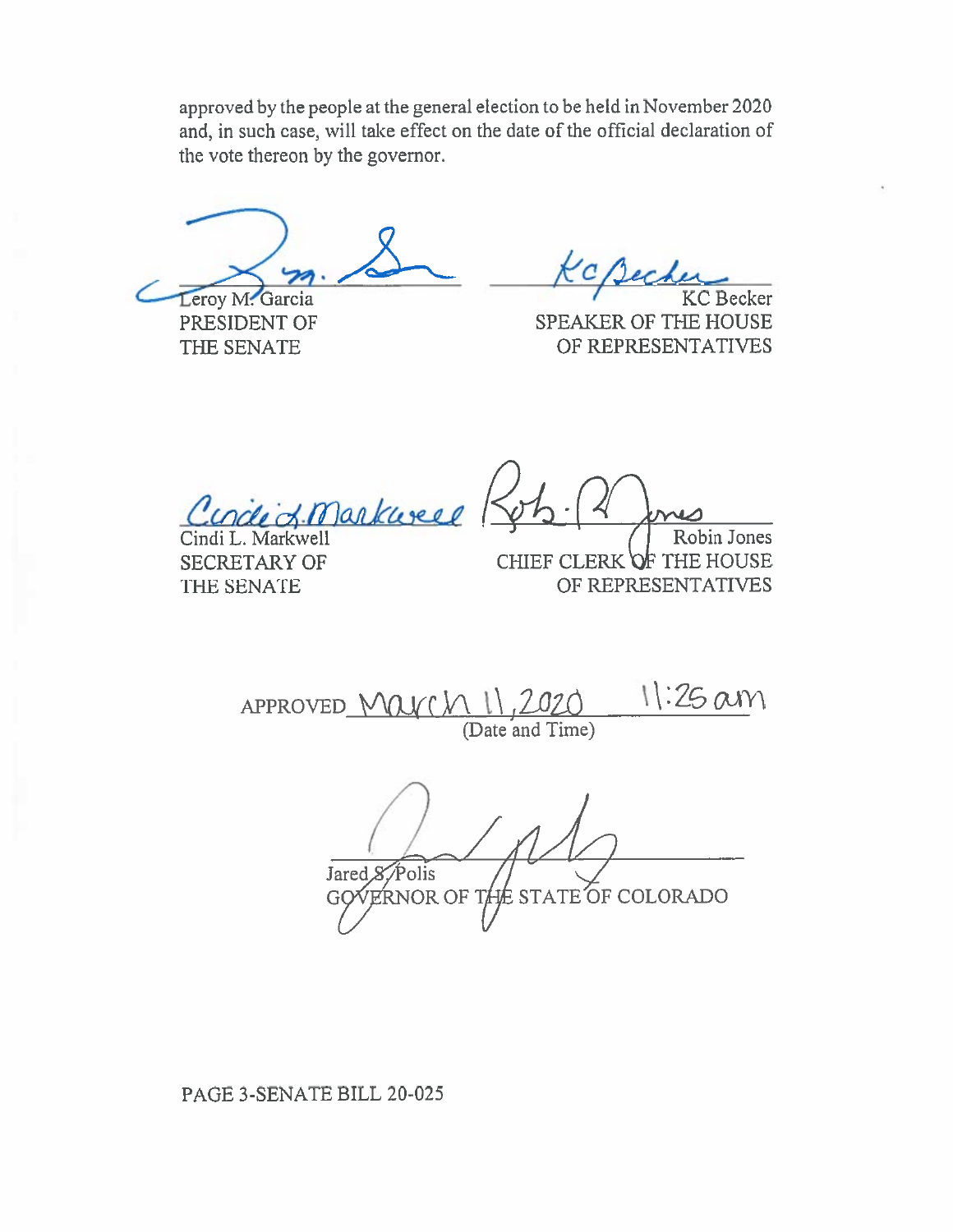approved by the people at the general election to be held in November 2020 and, in such case, will take effect on the date of the official declaration of the vote thereon by the governor.

| | |
|---|---|
| Leroy M. Garcia<br>PRESIDENT OF<br>THE SENATE | KC Becker<br>SPEAKER OF THE HOUSE<br>OF REPRESENTATIVES |
| Cindi L. Markwell<br>SECRETARY OF<br>THE SENATE | Robin Jones<br>CHIEF CLERK OF THE HOUSE<br>OF REPRESENTATIVES |

APPROVED March 11, 2020 11:25 am
(Date and Time)

Jared S. Polis
GOVERNOR OF THE STATE OF COLORADO

PAGE 3-SENATE BILL 20-025